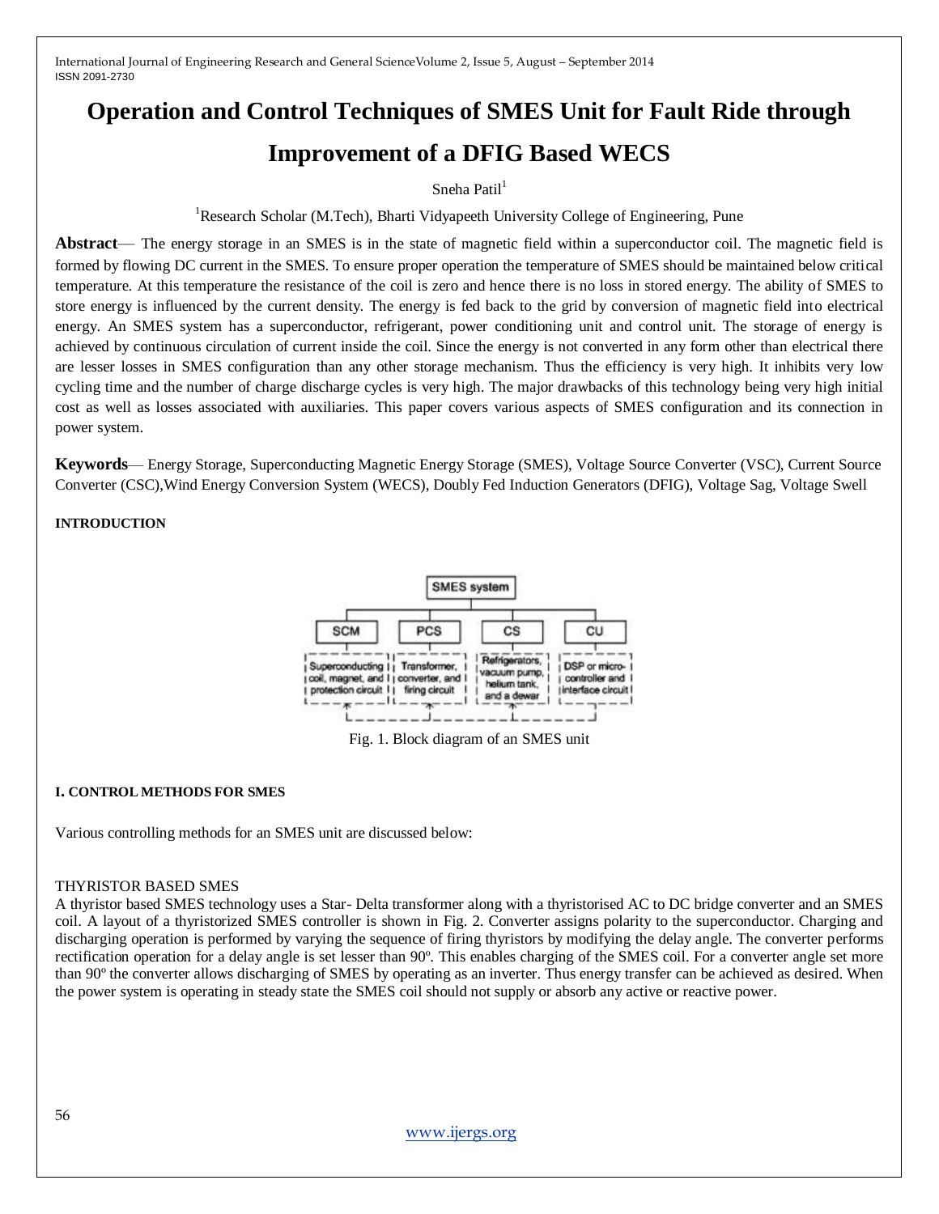# Operation and Control Techniques of SMES Unit for Fault Ride through Improvement of a DFIG Based WECS

Sneha Patil[1]

[1]Research Scholar (M.Tech), Bharti Vidyapeeth University College of Engineering, Pune

**Abstract**— The energy storage in an SMES is in the state of magnetic field within a superconductor coil. The magnetic field is formed by flowing DC current in the SMES. To ensure proper operation the temperature of SMES should be maintained below critical temperature. At this temperature the resistance of the coil is zero and hence there is no loss in stored energy. The ability of SMES to store energy is influenced by the current density. The energy is fed back to the grid by conversion of magnetic field into electrical energy. An SMES system has a superconductor, refrigerant, power conditioning unit and control unit. The storage of energy is achieved by continuous circulation of current inside the coil. Since the energy is not converted in any form other than electrical there are lesser losses in SMES configuration than any other storage mechanism. Thus the efficiency is very high. It inhibits very low cycling time and the number of charge discharge cycles is very high. The major drawbacks of this technology being very high initial cost as well as losses associated with auxiliaries. This paper covers various aspects of SMES configuration and its connection in power system.

**Keywords**— Energy Storage, Superconducting Magnetic Energy Storage (SMES), Voltage Source Converter (VSC), Current Source Converter (CSC),Wind Energy Conversion System (WECS), Doubly Fed Induction Generators (DFIG), Voltage Sag, Voltage Swell

## INTRODUCTION

SMES system

SCM: Superconducting coil, magnet, and protection circuit

PCS: Transformer, converter, and firing circuit

CS: Refrigerators, vacuum pump, helium tank, and a dewar

CU: DSP or micro-controller and interface circuit

Fig. 1. Block diagram of an SMES unit

## I. CONTROL METHODS FOR SMES

Various controlling methods for an SMES unit are discussed below:

### THYRISTOR BASED SMES

A thyristor based SMES technology uses a Star- Delta transformer along with a thyristorised AC to DC bridge converter and an SMES coil. A layout of a thyristorized SMES controller is shown in Fig. 2. Converter assigns polarity to the superconductor. Charging and discharging operation is performed by varying the sequence of firing thyristors by modifying the delay angle. The converter performs rectification operation for a delay angle is set lesser than 90º. This enables charging of the SMES coil. For a converter angle set more than 90º the converter allows discharging of SMES by operating as an inverter. Thus energy transfer can be achieved as desired. When the power system is operating in steady state the SMES coil should not supply or absorb any active or reactive power.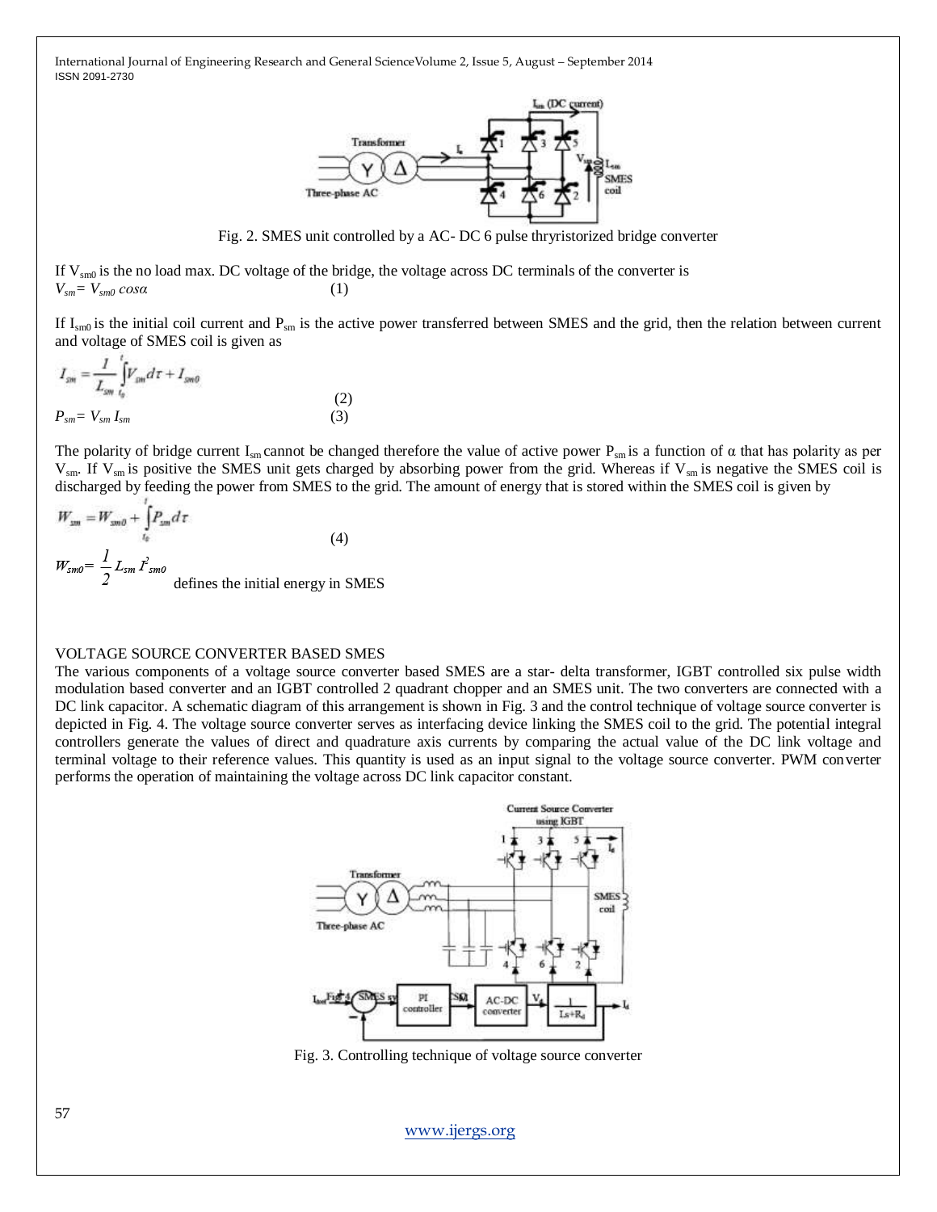Fig. 2. SMES unit controlled by a AC- DC 6 pulse thryristorized bridge converter

If $V_{sm0}$ is the no load max. DC voltage of the bridge, the voltage across DC terminals of the converter is

$$V_{sm} = V_{sm0} \cos\alpha \quad (1)$$

If $I_{sm0}$ is the initial coil current and $P_{sm}$ is the active power transferred between SMES and the grid, then the relation between current and voltage of SMES coil is given as

$$I_{sm} = \frac{1}{L_{SM}} \int_{t_0}^{t} V_{sm} d\tau + I_{sm0} \quad (2)$$

$$P_{sm} = V_{sm} I_{sm} \quad (3)$$

The polarity of bridge current $I_{sm}$ cannot be changed therefore the value of active power $P_{sm}$ is a function of α that has polarity as per $V_{sm}$. If $V_{sm}$ is positive the SMES unit gets charged by absorbing power from the grid. Whereas if $V_{sm}$ is negative the SMES coil is discharged by feeding the power from SMES to the grid. The amount of energy that is stored within the SMES coil is given by

$$W_{sm} = W_{sm0} + \int_{t_0}^{t} P_{sm} d\tau \quad (4)$$

$W_{sm0} = \frac{1}{2} L_{sm} I^2_{sm0}$ defines the initial energy in SMES

VOLTAGE SOURCE CONVERTER BASED SMES

The various components of a voltage source converter based SMES are a star- delta transformer, IGBT controlled six pulse width modulation based converter and an IGBT controlled 2 quadrant chopper and an SMES unit. The two converters are connected with a DC link capacitor. A schematic diagram of this arrangement is shown in Fig. 3 and the control technique of voltage source converter is depicted in Fig. 4. The voltage source converter serves as interfacing device linking the SMES coil to the grid. The potential integral controllers generate the values of direct and quadrature axis currents by comparing the actual value of the DC link voltage and terminal voltage to their reference values. This quantity is used as an input signal to the voltage source converter. PWM converter performs the operation of maintaining the voltage across DC link capacitor constant.

Fig. 3. Controlling technique of voltage source converter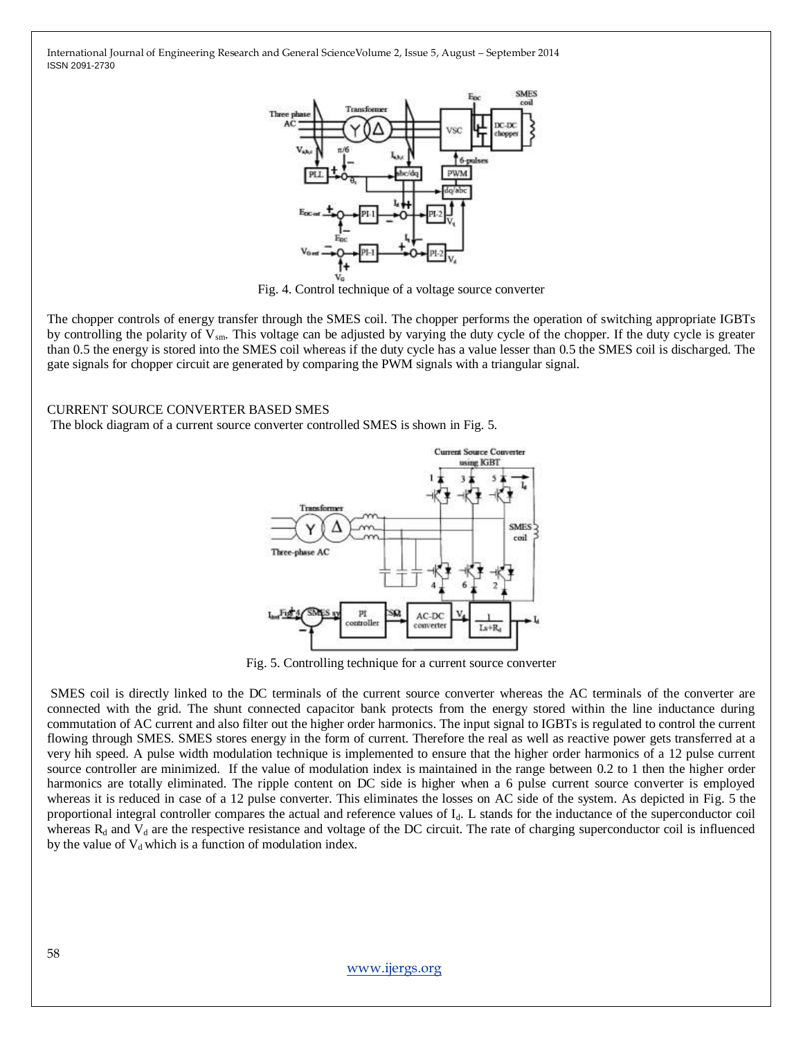Fig. 4. Control technique of a voltage source converter

The chopper controls of energy transfer through the SMES coil. The chopper performs the operation of switching appropriate IGBTs by controlling the polarity of $V_{sm}$. This voltage can be adjusted by varying the duty cycle of the chopper. If the duty cycle is greater than 0.5 the energy is stored into the SMES coil whereas if the duty cycle has a value lesser than 0.5 the SMES coil is discharged. The gate signals for chopper circuit are generated by comparing the PWM signals with a triangular signal.

## CURRENT SOURCE CONVERTER BASED SMES

The block diagram of a current source converter controlled SMES is shown in Fig. 5.

Fig. 5. Controlling technique for a current source converter

SMES coil is directly linked to the DC terminals of the current source converter whereas the AC terminals of the converter are connected with the grid. The shunt connected capacitor bank protects from the energy stored within the line inductance during commutation of AC current and also filter out the higher order harmonics. The input signal to IGBTs is regulated to control the current flowing through SMES. SMES stores energy in the form of current. Therefore the real as well as reactive power gets transferred at a very hih speed. A pulse width modulation technique is implemented to ensure that the higher order harmonics of a 12 pulse current source controller are minimized. If the value of modulation index is maintained in the range between 0.2 to 1 then the higher order harmonics are totally eliminated. The ripple content on DC side is higher when a 6 pulse current source converter is employed whereas it is reduced in case of a 12 pulse converter. This eliminates the losses on AC side of the system. As depicted in Fig. 5 the proportional integral controller compares the actual and reference values of $I_d$. L stands for the inductance of the superconductor coil whereas $R_d$ and $V_d$ are the respective resistance and voltage of the DC circuit. The rate of charging superconductor coil is influenced by the value of $V_d$ which is a function of modulation index.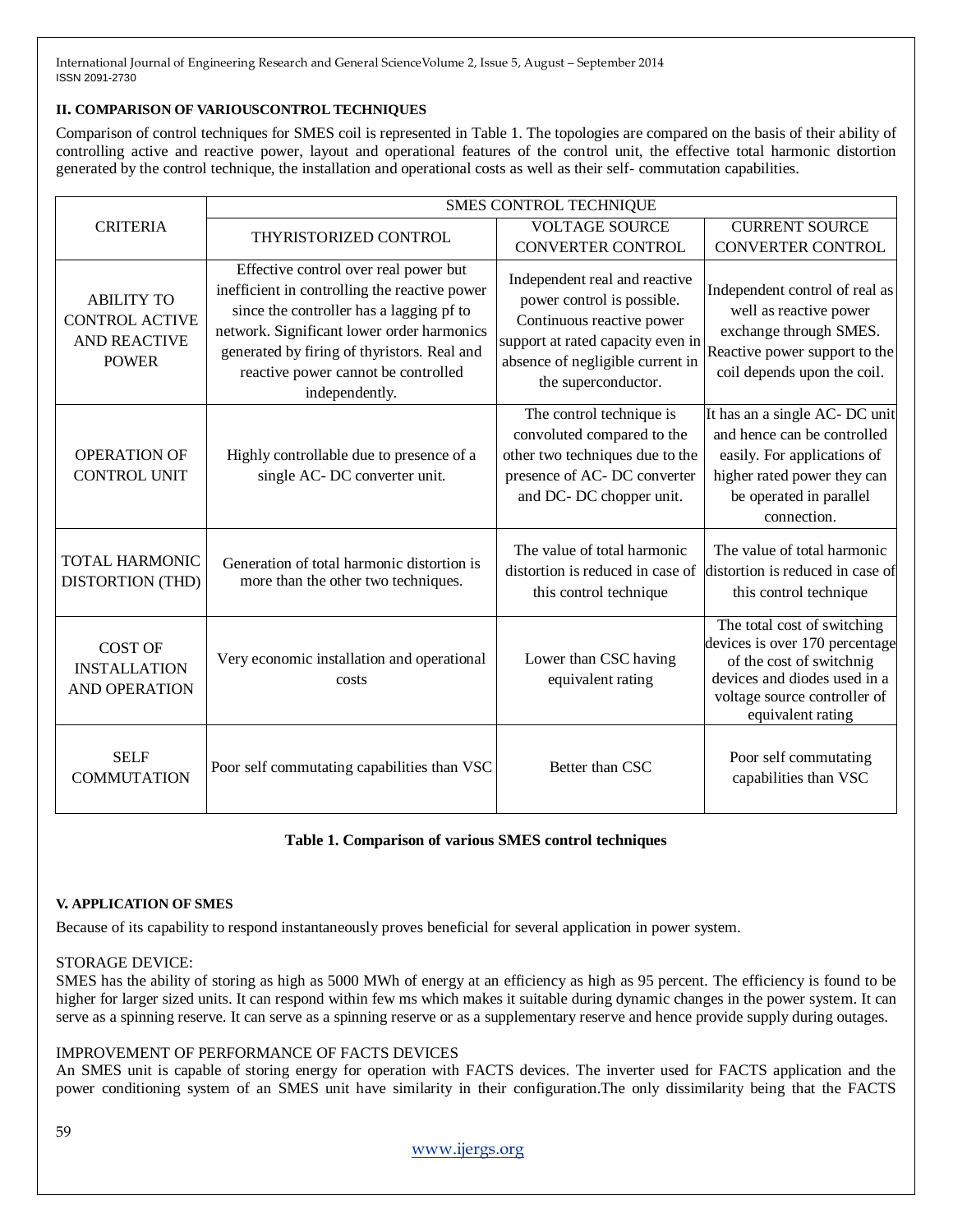## II. COMPARISON OF VARIOUSCONTROL TECHNIQUES

Comparison of control techniques for SMES coil is represented in Table 1. The topologies are compared on the basis of their ability of controlling active and reactive power, layout and operational features of the control unit, the effective total harmonic distortion generated by the control technique, the installation and operational costs as well as their self- commutation capabilities.

| CRITERIA | SMES CONTROL TECHNIQUE | | |
|---|---|---|---|
| | THYRISTORIZED CONTROL | VOLTAGE SOURCE CONVERTER CONTROL | CURRENT SOURCE CONVERTER CONTROL |
| ABILITY TO CONTROL ACTIVE AND REACTIVE POWER | Effective control over real power but inefficient in controlling the reactive power since the controller has a lagging pf to network. Significant lower order harmonics generated by firing of thyristors. Real and reactive power cannot be controlled independently. | Independent real and reactive power control is possible. Continuous reactive power support at rated capacity even in absence of negligible current in the superconductor. | Independent control of real as well as reactive power exchange through SMES. Reactive power support to the coil depends upon the coil. |
| OPERATION OF CONTROL UNIT | Highly controllable due to presence of a single AC- DC converter unit. | The control technique is convoluted compared to the other two techniques due to the presence of AC- DC converter and DC- DC chopper unit. | It has an a single AC- DC unit and hence can be controlled easily. For applications of higher rated power they can be operated in parallel connection. |
| TOTAL HARMONIC DISTORTION (THD) | Generation of total harmonic distortion is more than the other two techniques. | The value of total harmonic distortion is reduced in case of this control technique | The value of total harmonic distortion is reduced in case of this control technique |
| COST OF INSTALLATION AND OPERATION | Very economic installation and operational costs | Lower than CSC having equivalent rating | The total cost of switching devices is over 170 percentage of the cost of switchnig devices and diodes used in a voltage source controller of equivalent rating |
| SELF COMMUTATION | Poor self commutating capabilities than VSC | Better than CSC | Poor self commutating capabilities than VSC |

**Table 1. Comparison of various SMES control techniques**

## V. APPLICATION OF SMES

Because of its capability to respond instantaneously proves beneficial for several application in power system.

STORAGE DEVICE:

SMES has the ability of storing as high as 5000 MWh of energy at an efficiency as high as 95 percent. The efficiency is found to be higher for larger sized units. It can respond within few ms which makes it suitable during dynamic changes in the power system. It can serve as a spinning reserve. It can serve as a spinning reserve or as a supplementary reserve and hence provide supply during outages.

IMPROVEMENT OF PERFORMANCE OF FACTS DEVICES

An SMES unit is capable of storing energy for operation with FACTS devices. The inverter used for FACTS application and the power conditioning system of an SMES unit have similarity in their configuration.The only dissimilarity being that the FACTS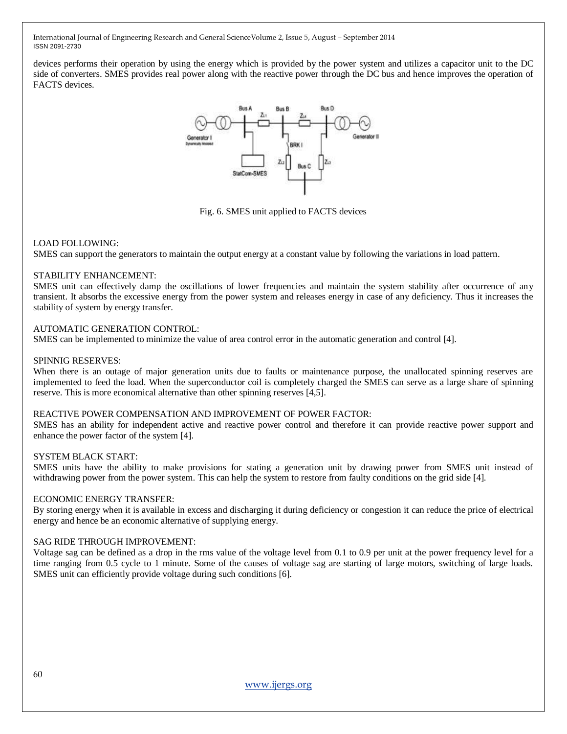devices performs their operation by using the energy which is provided by the power system and utilizes a capacitor unit to the DC side of converters. SMES provides real power along with the reactive power through the DC bus and hence improves the operation of FACTS devices.

Fig. 6. SMES unit applied to FACTS devices

LOAD FOLLOWING:

SMES can support the generators to maintain the output energy at a constant value by following the variations in load pattern.

STABILITY ENHANCEMENT:

SMES unit can effectively damp the oscillations of lower frequencies and maintain the system stability after occurrence of any transient. It absorbs the excessive energy from the power system and releases energy in case of any deficiency. Thus it increases the stability of system by energy transfer.

AUTOMATIC GENERATION CONTROL:

SMES can be implemented to minimize the value of area control error in the automatic generation and control [4].

SPINNIG RESERVES:

When there is an outage of major generation units due to faults or maintenance purpose, the unallocated spinning reserves are implemented to feed the load. When the superconductor coil is completely charged the SMES can serve as a large share of spinning reserve. This is more economical alternative than other spinning reserves [4,5].

REACTIVE POWER COMPENSATION AND IMPROVEMENT OF POWER FACTOR:

SMES has an ability for independent active and reactive power control and therefore it can provide reactive power support and enhance the power factor of the system [4].

SYSTEM BLACK START:

SMES units have the ability to make provisions for stating a generation unit by drawing power from SMES unit instead of withdrawing power from the power system. This can help the system to restore from faulty conditions on the grid side [4].

ECONOMIC ENERGY TRANSFER:

By storing energy when it is available in excess and discharging it during deficiency or congestion it can reduce the price of electrical energy and hence be an economic alternative of supplying energy.

SAG RIDE THROUGH IMPROVEMENT:

Voltage sag can be defined as a drop in the rms value of the voltage level from 0.1 to 0.9 per unit at the power frequency level for a time ranging from 0.5 cycle to 1 minute. Some of the causes of voltage sag are starting of large motors, switching of large loads. SMES unit can efficiently provide voltage during such conditions [6].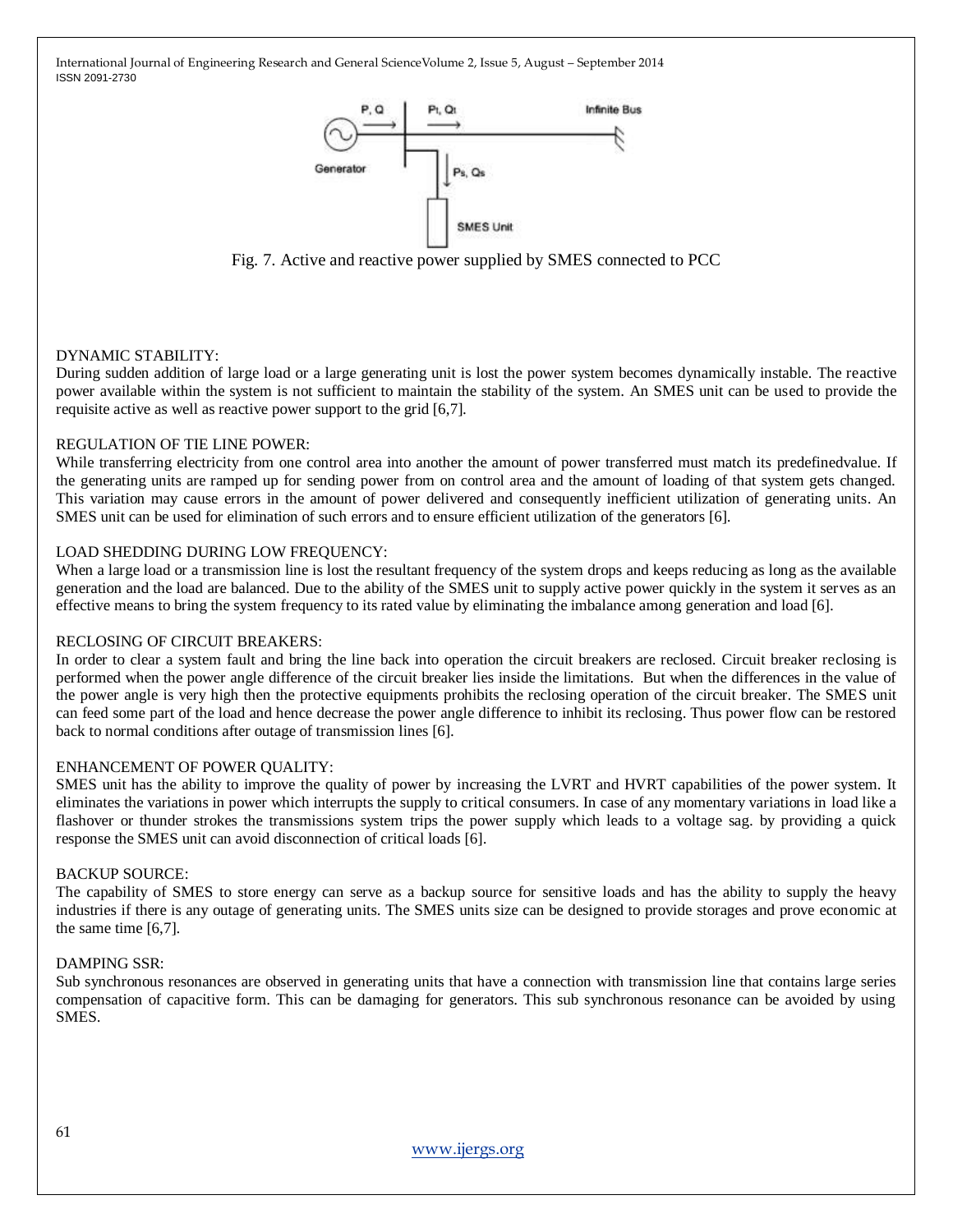Fig. 7. Active and reactive power supplied by SMES connected to PCC

DYNAMIC STABILITY:

During sudden addition of large load or a large generating unit is lost the power system becomes dynamically instable. The reactive power available within the system is not sufficient to maintain the stability of the system. An SMES unit can be used to provide the requisite active as well as reactive power support to the grid [6,7].

REGULATION OF TIE LINE POWER:

While transferring electricity from one control area into another the amount of power transferred must match its predefinedvalue. If the generating units are ramped up for sending power from on control area and the amount of loading of that system gets changed. This variation may cause errors in the amount of power delivered and consequently inefficient utilization of generating units. An SMES unit can be used for elimination of such errors and to ensure efficient utilization of the generators [6].

LOAD SHEDDING DURING LOW FREQUENCY:

When a large load or a transmission line is lost the resultant frequency of the system drops and keeps reducing as long as the available generation and the load are balanced. Due to the ability of the SMES unit to supply active power quickly in the system it serves as an effective means to bring the system frequency to its rated value by eliminating the imbalance among generation and load [6].

RECLOSING OF CIRCUIT BREAKERS:

In order to clear a system fault and bring the line back into operation the circuit breakers are reclosed. Circuit breaker reclosing is performed when the power angle difference of the circuit breaker lies inside the limitations. But when the differences in the value of the power angle is very high then the protective equipments prohibits the reclosing operation of the circuit breaker. The SMES unit can feed some part of the load and hence decrease the power angle difference to inhibit its reclosing. Thus power flow can be restored back to normal conditions after outage of transmission lines [6].

ENHANCEMENT OF POWER QUALITY:

SMES unit has the ability to improve the quality of power by increasing the LVRT and HVRT capabilities of the power system. It eliminates the variations in power which interrupts the supply to critical consumers. In case of any momentary variations in load like a flashover or thunder strokes the transmissions system trips the power supply which leads to a voltage sag. by providing a quick response the SMES unit can avoid disconnection of critical loads [6].

BACKUP SOURCE:

The capability of SMES to store energy can serve as a backup source for sensitive loads and has the ability to supply the heavy industries if there is any outage of generating units. The SMES units size can be designed to provide storages and prove economic at the same time [6,7].

DAMPING SSR:

Sub synchronous resonances are observed in generating units that have a connection with transmission line that contains large series compensation of capacitive form. This can be damaging for generators. This sub synchronous resonance can be avoided by using SMES.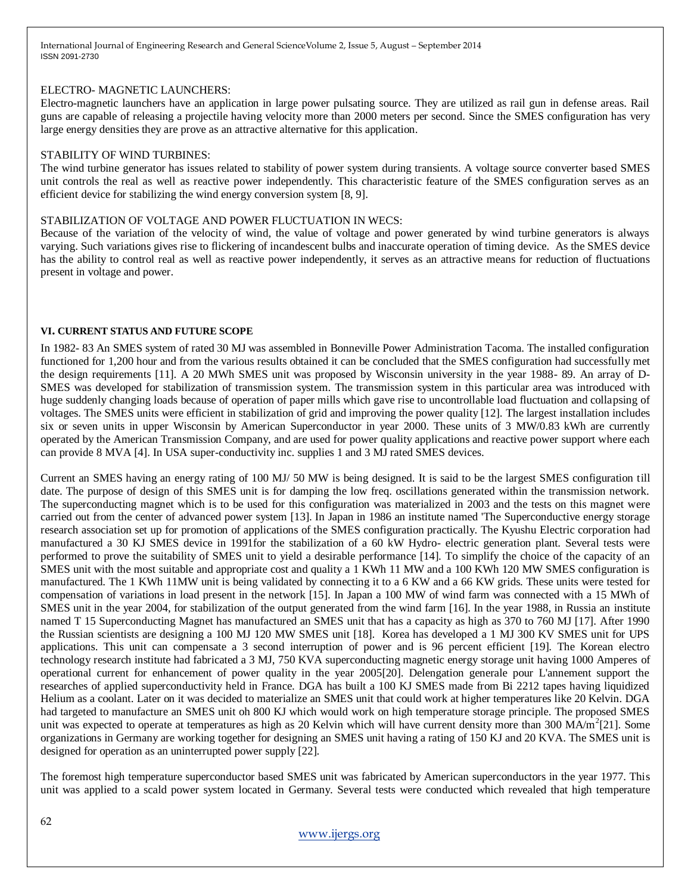ELECTRO- MAGNETIC LAUNCHERS:

Electro-magnetic launchers have an application in large power pulsating source. They are utilized as rail gun in defense areas. Rail guns are capable of releasing a projectile having velocity more than 2000 meters per second. Since the SMES configuration has very large energy densities they are prove as an attractive alternative for this application.

STABILITY OF WIND TURBINES:

The wind turbine generator has issues related to stability of power system during transients. A voltage source converter based SMES unit controls the real as well as reactive power independently. This characteristic feature of the SMES configuration serves as an efficient device for stabilizing the wind energy conversion system [8, 9].

STABILIZATION OF VOLTAGE AND POWER FLUCTUATION IN WECS:

Because of the variation of the velocity of wind, the value of voltage and power generated by wind turbine generators is always varying. Such variations gives rise to flickering of incandescent bulbs and inaccurate operation of timing device. As the SMES device has the ability to control real as well as reactive power independently, it serves as an attractive means for reduction of fluctuations present in voltage and power.

### VI. CURRENT STATUS AND FUTURE SCOPE

In 1982- 83 An SMES system of rated 30 MJ was assembled in Bonneville Power Administration Tacoma. The installed configuration functioned for 1,200 hour and from the various results obtained it can be concluded that the SMES configuration had successfully met the design requirements [11]. A 20 MWh SMES unit was proposed by Wisconsin university in the year 1988- 89. An array of D-SMES was developed for stabilization of transmission system. The transmission system in this particular area was introduced with huge suddenly changing loads because of operation of paper mills which gave rise to uncontrollable load fluctuation and collapsing of voltages. The SMES units were efficient in stabilization of grid and improving the power quality [12]. The largest installation includes six or seven units in upper Wisconsin by American Superconductor in year 2000. These units of 3 MW/0.83 kWh are currently operated by the American Transmission Company, and are used for power quality applications and reactive power support where each can provide 8 MVA [4]. In USA super-conductivity inc. supplies 1 and 3 MJ rated SMES devices.

Current an SMES having an energy rating of 100 MJ/ 50 MW is being designed. It is said to be the largest SMES configuration till date. The purpose of design of this SMES unit is for damping the low freq. oscillations generated within the transmission network. The superconducting magnet which is to be used for this configuration was materialized in 2003 and the tests on this magnet were carried out from the center of advanced power system [13]. In Japan in 1986 an institute named 'The Superconductive energy storage research association set up for promotion of applications of the SMES configuration practically. The Kyushu Electric corporation had manufactured a 30 KJ SMES device in 1991for the stabilization of a 60 kW Hydro- electric generation plant. Several tests were performed to prove the suitability of SMES unit to yield a desirable performance [14]. To simplify the choice of the capacity of an SMES unit with the most suitable and appropriate cost and quality a 1 KWh 11 MW and a 100 KWh 120 MW SMES configuration is manufactured. The 1 KWh 11MW unit is being validated by connecting it to a 6 KW and a 66 KW grids. These units were tested for compensation of variations in load present in the network [15]. In Japan a 100 MW of wind farm was connected with a 15 MWh of SMES unit in the year 2004, for stabilization of the output generated from the wind farm [16]. In the year 1988, in Russia an institute named T 15 Superconducting Magnet has manufactured an SMES unit that has a capacity as high as 370 to 760 MJ [17]. After 1990 the Russian scientists are designing a 100 MJ 120 MW SMES unit [18]. Korea has developed a 1 MJ 300 KV SMES unit for UPS applications. This unit can compensate a 3 second interruption of power and is 96 percent efficient [19]. The Korean electro technology research institute had fabricated a 3 MJ, 750 KVA superconducting magnetic energy storage unit having 1000 Amperes of operational current for enhancement of power quality in the year 2005[20]. Delengation generale pour L'annement support the researches of applied superconductivity held in France. DGA has built a 100 KJ SMES made from Bi 2212 tapes having liquidized Helium as a coolant. Later on it was decided to materialize an SMES unit that could work at higher temperatures like 20 Kelvin. DGA had targeted to manufacture an SMES unit oh 800 KJ which would work on high temperature storage principle. The proposed SMES unit was expected to operate at temperatures as high as 20 Kelvin which will have current density more than 300 $MA/m^2$[21]. Some organizations in Germany are working together for designing an SMES unit having a rating of 150 KJ and 20 KVA. The SMES unit is designed for operation as an uninterrupted power supply [22].

The foremost high temperature superconductor based SMES unit was fabricated by American superconductors in the year 1977. This unit was applied to a scald power system located in Germany. Several tests were conducted which revealed that high temperature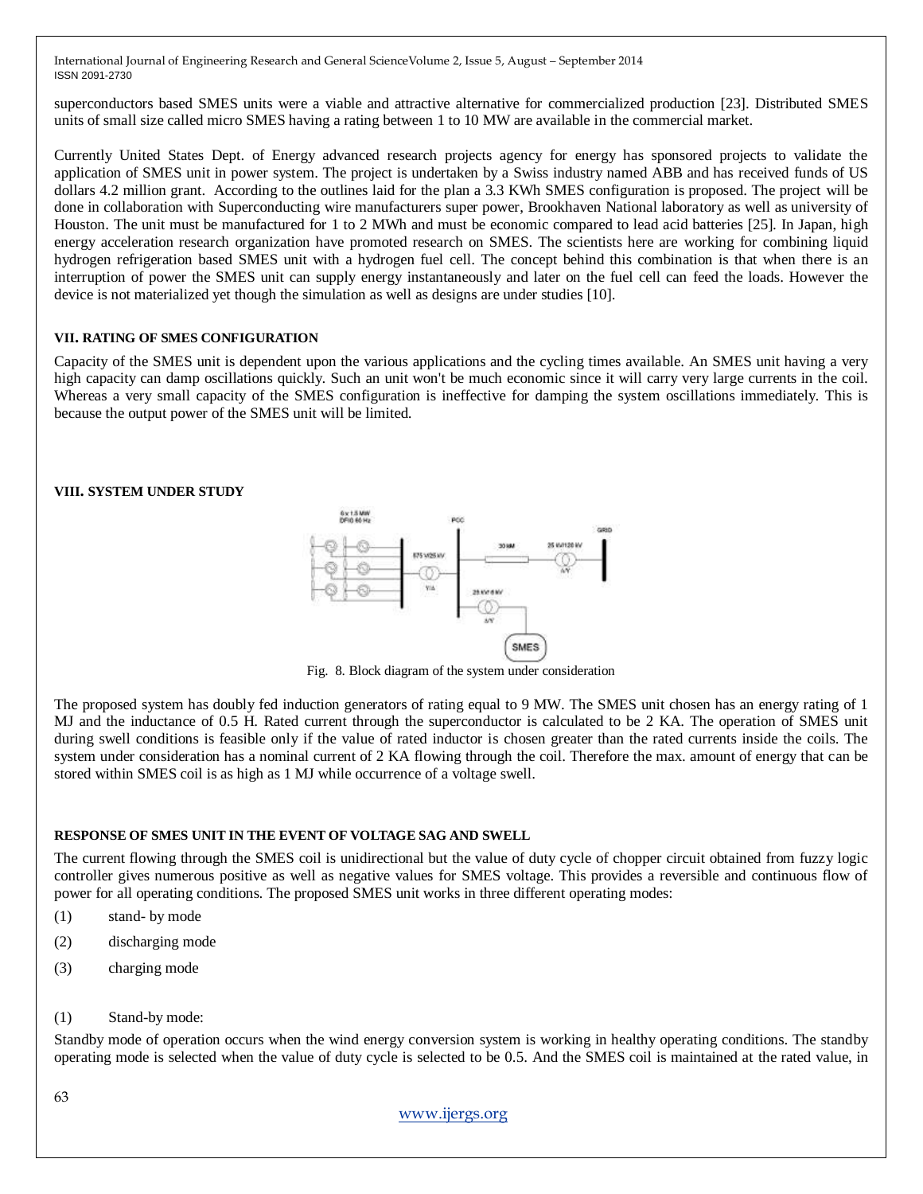superconductors based SMES units were a viable and attractive alternative for commercialized production [23]. Distributed SMES units of small size called micro SMES having a rating between 1 to 10 MW are available in the commercial market.

Currently United States Dept. of Energy advanced research projects agency for energy has sponsored projects to validate the application of SMES unit in power system. The project is undertaken by a Swiss industry named ABB and has received funds of US dollars 4.2 million grant. According to the outlines laid for the plan a 3.3 KWh SMES configuration is proposed. The project will be done in collaboration with Superconducting wire manufacturers super power, Brookhaven National laboratory as well as university of Houston. The unit must be manufactured for 1 to 2 MWh and must be economic compared to lead acid batteries [25]. In Japan, high energy acceleration research organization have promoted research on SMES. The scientists here are working for combining liquid hydrogen refrigeration based SMES unit with a hydrogen fuel cell. The concept behind this combination is that when there is an interruption of power the SMES unit can supply energy instantaneously and later on the fuel cell can feed the loads. However the device is not materialized yet though the simulation as well as designs are under studies [10].

### VII. RATING OF SMES CONFIGURATION

Capacity of the SMES unit is dependent upon the various applications and the cycling times available. An SMES unit having a very high capacity can damp oscillations quickly. Such an unit won't be much economic since it will carry very large currents in the coil. Whereas a very small capacity of the SMES configuration is ineffective for damping the system oscillations immediately. This is because the output power of the SMES unit will be limited.

### VIII. SYSTEM UNDER STUDY

Fig. 8. Block diagram of the system under consideration

The proposed system has doubly fed induction generators of rating equal to 9 MW. The SMES unit chosen has an energy rating of 1 MJ and the inductance of 0.5 H. Rated current through the superconductor is calculated to be 2 KA. The operation of SMES unit during swell conditions is feasible only if the value of rated inductor is chosen greater than the rated currents inside the coils. The system under consideration has a nominal current of 2 KA flowing through the coil. Therefore the max. amount of energy that can be stored within SMES coil is as high as 1 MJ while occurrence of a voltage swell.

### RESPONSE OF SMES UNIT IN THE EVENT OF VOLTAGE SAG AND SWELL

The current flowing through the SMES coil is unidirectional but the value of duty cycle of chopper circuit obtained from fuzzy logic controller gives numerous positive as well as negative values for SMES voltage. This provides a reversible and continuous flow of power for all operating conditions. The proposed SMES unit works in three different operating modes:

(1) stand- by mode

(2) discharging mode

(3) charging mode

(1) Stand-by mode:

Standby mode of operation occurs when the wind energy conversion system is working in healthy operating conditions. The standby operating mode is selected when the value of duty cycle is selected to be 0.5. And the SMES coil is maintained at the rated value, in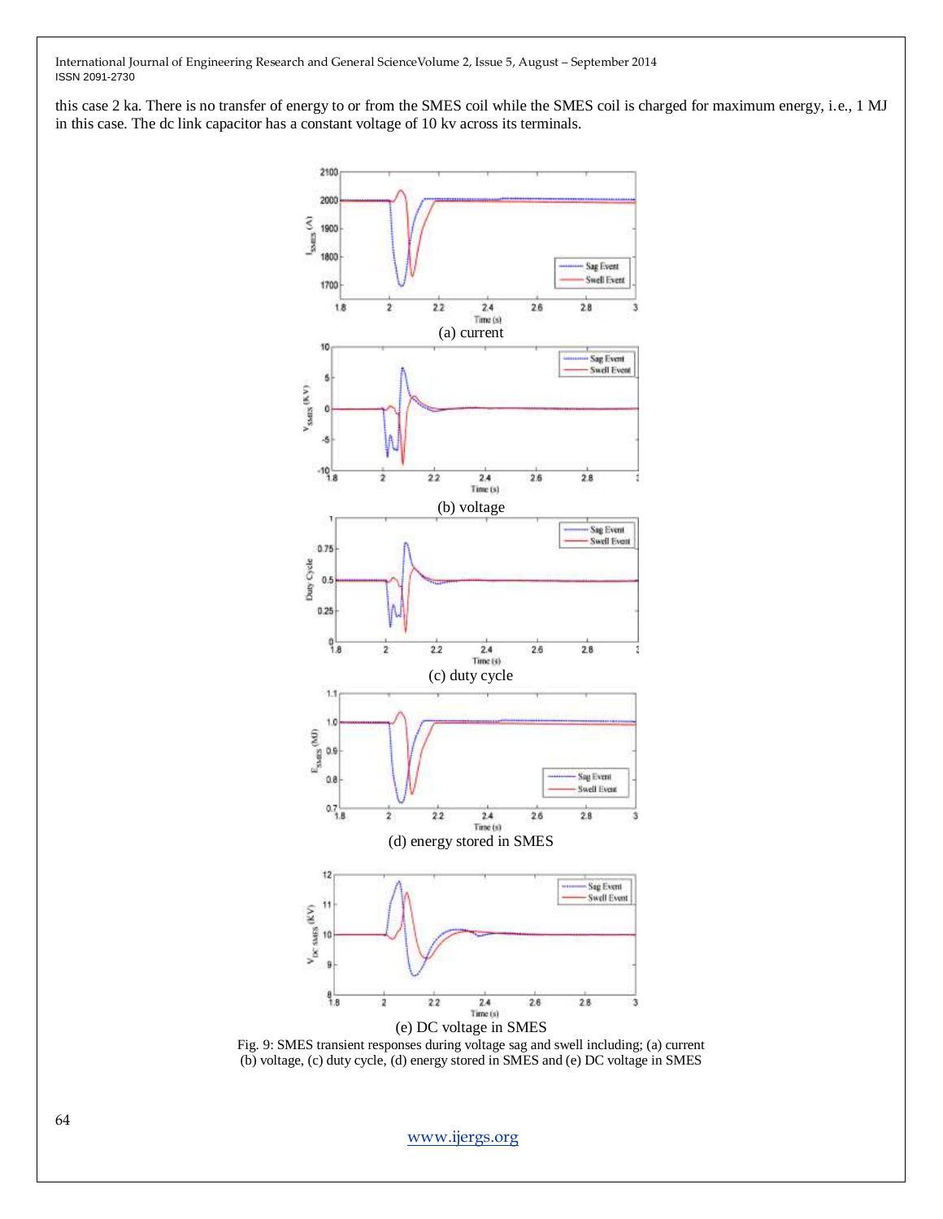this case 2 ka. There is no transfer of energy to or from the SMES coil while the SMES coil is charged for maximum energy, i.e., 1 MJ in this case. The dc link capacitor has a constant voltage of 10 kv across its terminals.

(a) current

(b) voltage

(c) duty cycle

(d) energy stored in SMES

(e) DC voltage in SMES

Fig. 9: SMES transient responses during voltage sag and swell including; (a) current (b) voltage, (c) duty cycle, (d) energy stored in SMES and (e) DC voltage in SMES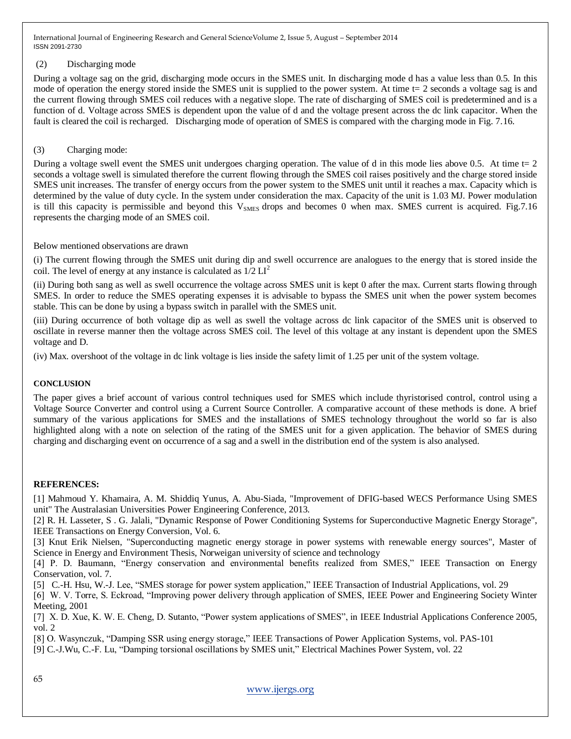(2) Discharging mode

During a voltage sag on the grid, discharging mode occurs in the SMES unit. In discharging mode d has a value less than 0.5. In this mode of operation the energy stored inside the SMES unit is supplied to the power system. At time t= 2 seconds a voltage sag is and the current flowing through SMES coil reduces with a negative slope. The rate of discharging of SMES coil is predetermined and is a function of d. Voltage across SMES is dependent upon the value of d and the voltage present across the dc link capacitor. When the fault is cleared the coil is recharged. Discharging mode of operation of SMES is compared with the charging mode in Fig. 7.16.

(3) Charging mode:

During a voltage swell event the SMES unit undergoes charging operation. The value of d in this mode lies above 0.5. At time t= 2 seconds a voltage swell is simulated therefore the current flowing through the SMES coil raises positively and the charge stored inside SMES unit increases. The transfer of energy occurs from the power system to the SMES unit until it reaches a max. Capacity which is determined by the value of duty cycle. In the system under consideration the max. Capacity of the unit is 1.03 MJ. Power modulation is till this capacity is permissible and beyond this $V_{SMES}$ drops and becomes 0 when max. SMES current is acquired. Fig.7.16 represents the charging mode of an SMES coil.

Below mentioned observations are drawn

(i) The current flowing through the SMES unit during dip and swell occurrence are analogues to the energy that is stored inside the coil. The level of energy at any instance is calculated as $1/2\ LI^2$

(ii) During both sang as well as swell occurrence the voltage across SMES unit is kept 0 after the max. Current starts flowing through SMES. In order to reduce the SMES operating expenses it is advisable to bypass the SMES unit when the power system becomes stable. This can be done by using a bypass switch in parallel with the SMES unit.

(iii) During occurrence of both voltage dip as well as swell the voltage across dc link capacitor of the SMES unit is observed to oscillate in reverse manner then the voltage across SMES coil. The level of this voltage at any instant is dependent upon the SMES voltage and D.

(iv) Max. overshoot of the voltage in dc link voltage is lies inside the safety limit of 1.25 per unit of the system voltage.

## CONCLUSION

The paper gives a brief account of various control techniques used for SMES which include thyristorised control, control using a Voltage Source Converter and control using a Current Source Controller. A comparative account of these methods is done. A brief summary of the various applications for SMES and the installations of SMES technology throughout the world so far is also highlighted along with a note on selection of the rating of the SMES unit for a given application. The behavior of SMES during charging and discharging event on occurrence of a sag and a swell in the distribution end of the system is also analysed.

## REFERENCES:

[1] Mahmoud Y. Khamaira, A. M. Shiddiq Yunus, A. Abu-Siada, "Improvement of DFIG-based WECS Performance Using SMES unit" The Australasian Universities Power Engineering Conference, 2013.

[2] R. H. Lasseter, S . G. Jalali, "Dynamic Response of Power Conditioning Systems for Superconductive Magnetic Energy Storage", IEEE Transactions on Energy Conversion, Vol. 6.

[3] Knut Erik Nielsen, "Superconducting magnetic energy storage in power systems with renewable energy sources", Master of Science in Energy and Environment Thesis, Norweigan university of science and technology

[4] P. D. Baumann, "Energy conservation and environmental benefits realized from SMES," IEEE Transaction on Energy Conservation, vol. 7.

[5] C.-H. Hsu, W.-J. Lee, "SMES storage for power system application," IEEE Transaction of Industrial Applications, vol. 29

[6] W. V. Torre, S. Eckroad, "Improving power delivery through application of SMES, IEEE Power and Engineering Society Winter Meeting, 2001

[7] X. D. Xue, K. W. E. Cheng, D. Sutanto, "Power system applications of SMES", in IEEE Industrial Applications Conference 2005, vol. 2

[8] O. Wasynczuk, "Damping SSR using energy storage," IEEE Transactions of Power Application Systems, vol. PAS-101

[9] C.-J.Wu, C.-F. Lu, "Damping torsional oscillations by SMES unit," Electrical Machines Power System, vol. 22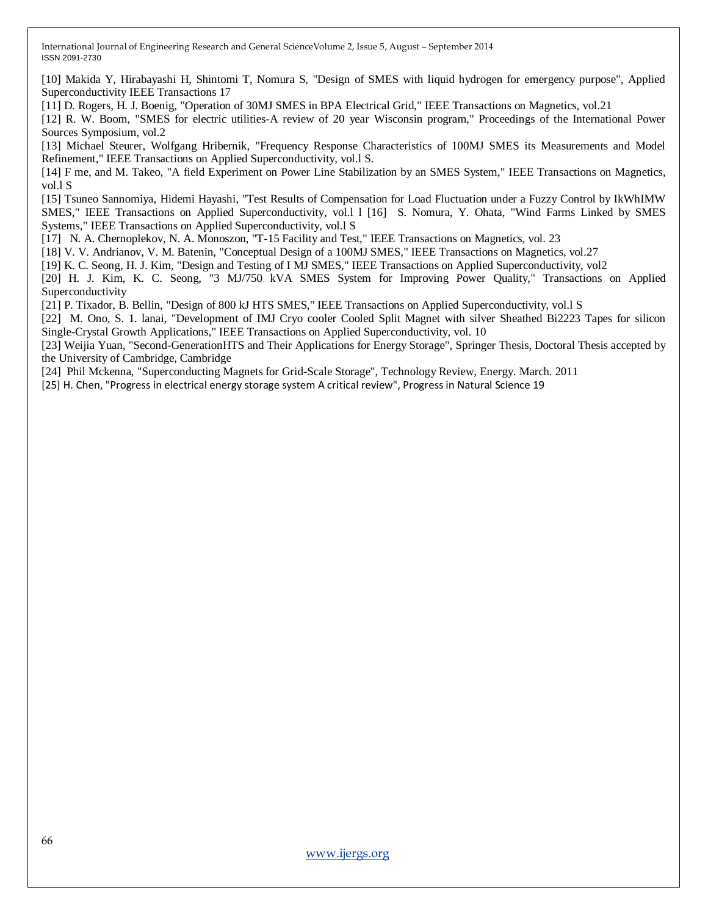[10] Makida Y, Hirabayashi H, Shintomi T, Nomura S, "Design of SMES with liquid hydrogen for emergency purpose", Applied Superconductivity IEEE Transactions 17

[11] D. Rogers, H. J. Boenig, "Operation of 30MJ SMES in BPA Electrical Grid," IEEE Transactions on Magnetics, vol.21

[12] R. W. Boom, "SMES for electric utilities-A review of 20 year Wisconsin program," Proceedings of the International Power Sources Symposium, vol.2

[13] Michael Steurer, Wolfgang Hribernik, "Frequency Response Characteristics of 100MJ SMES its Measurements and Model Refinement," IEEE Transactions on Applied Superconductivity, vol.l S.

[14] F me, and M. Takeo, "A field Experiment on Power Line Stabilization by an SMES System," IEEE Transactions on Magnetics, vol.l S

[15] Tsuneo Sannomiya, Hidemi Hayashi, "Test Results of Compensation for Load Fluctuation under a Fuzzy Control by IkWhIMW SMES," IEEE Transactions on Applied Superconductivity, vol.l l [16] S. Nomura, Y. Ohata, "Wind Farms Linked by SMES Systems," IEEE Transactions on Applied Superconductivity, vol.l S

[17] N. A. Chernoplekov, N. A. Monoszon, "T-15 Facility and Test," IEEE Transactions on Magnetics, vol. 23

[18] V. V. Andrianov, V. M. Batenin, "Conceptual Design of a 100MJ SMES," IEEE Transactions on Magnetics, vol.27

[19] K. C. Seong, H. J. Kim, "Design and Testing of I MJ SMES," IEEE Transactions on Applied Superconductivity, vol2

[20] H. J. Kim, K. C. Seong, "3 MJ/750 kVA SMES System for Improving Power Quality," Transactions on Applied Superconductivity

[21] P. Tixador, B. Bellin, "Design of 800 kJ HTS SMES," IEEE Transactions on Applied Superconductivity, vol.l S

[22] M. Ono, S. 1. lanai, "Development of IMJ Cryo cooler Cooled Split Magnet with silver Sheathed Bi2223 Tapes for silicon Single-Crystal Growth Applications," IEEE Transactions on Applied Superconductivity, vol. 10

[23] Weijia Yuan, "Second-GenerationHTS and Their Applications for Energy Storage", Springer Thesis, Doctoral Thesis accepted by the University of Cambridge, Cambridge

[24] Phil Mckenna, "Superconducting Magnets for Grid-Scale Storage", Technology Review, Energy. March. 2011

[25] H. Chen, "Progress in electrical energy storage system A critical review", Progress in Natural Science 19